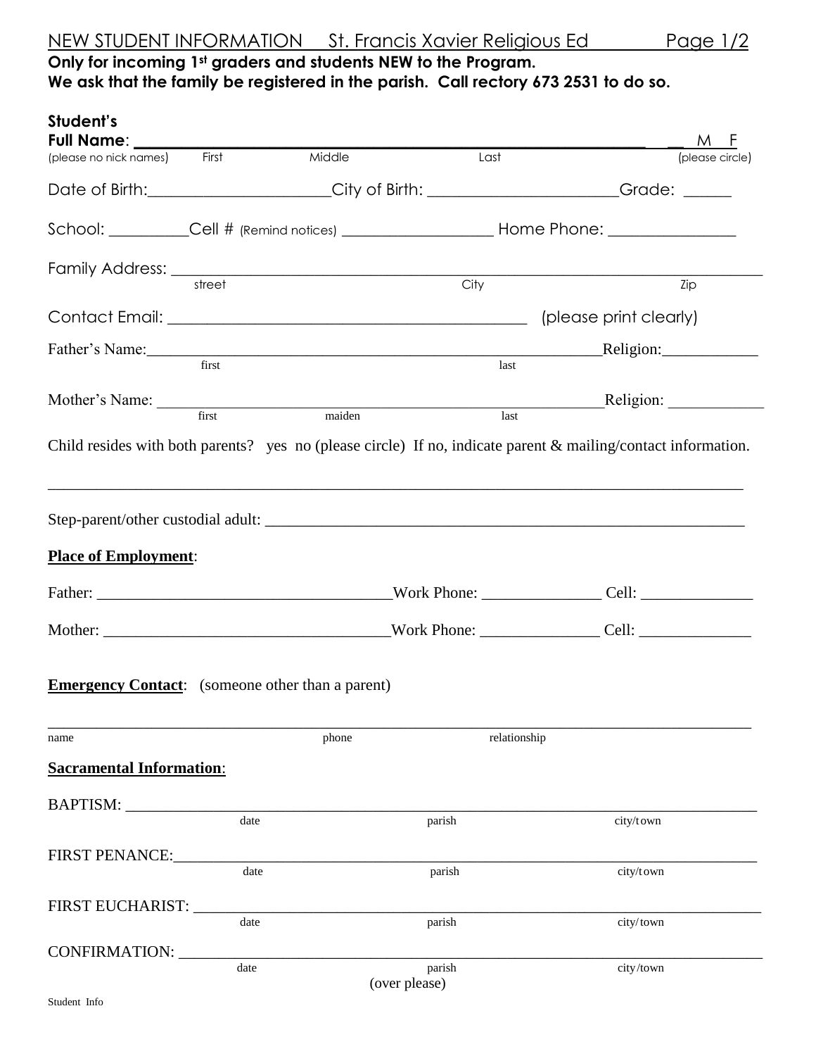# NEW STUDENT INFORMATION St. Francis Xavier Religious Ed

**Only for incoming 1st graders and students NEW to the Program.**
**We ask that the family be registered in the parish. Call rectory 673 2531 to do so.**

**Student's Full Name**: ______________________________________________ __ M F
(please no nick names) First Middle Last (please circle)

Date of Birth:____________________City of Birth: ____________________Grade: _____

School: _________Cell # (Remind notices) _________________ Home Phone: ______________

Family Address: ______________________________________________________________
street City Zip

Contact Email: ________________________________________ (please print clearly)

Father's Name:_______________________________________________Religion:___________
first last

Mother's Name: _______________________________________________Religion: ___________
first maiden last

Child resides with both parents? yes no (please circle) If no, indicate parent & mailing/contact information.

______________________________________________________________________________

Step-parent/other custodial adult: _______________________________________________

**Place of Employment**:

Father: ______________________________Work Phone: _____________ Cell: ____________

Mother: _____________________________Work Phone: _____________ Cell: ____________

**Emergency Contact**: (someone other than a parent)

______________________________________________________________________________
name phone relationship

**Sacramental Information**:

BAPTISM: ____________________________________________________________________
date parish city/town

FIRST PENANCE:_______________________________________________________________
date parish city/town

FIRST EUCHARIST: _____________________________________________________________
date parish city/town

CONFIRMATION: _______________________________________________________________
date parish city/town

(over please)

Student Info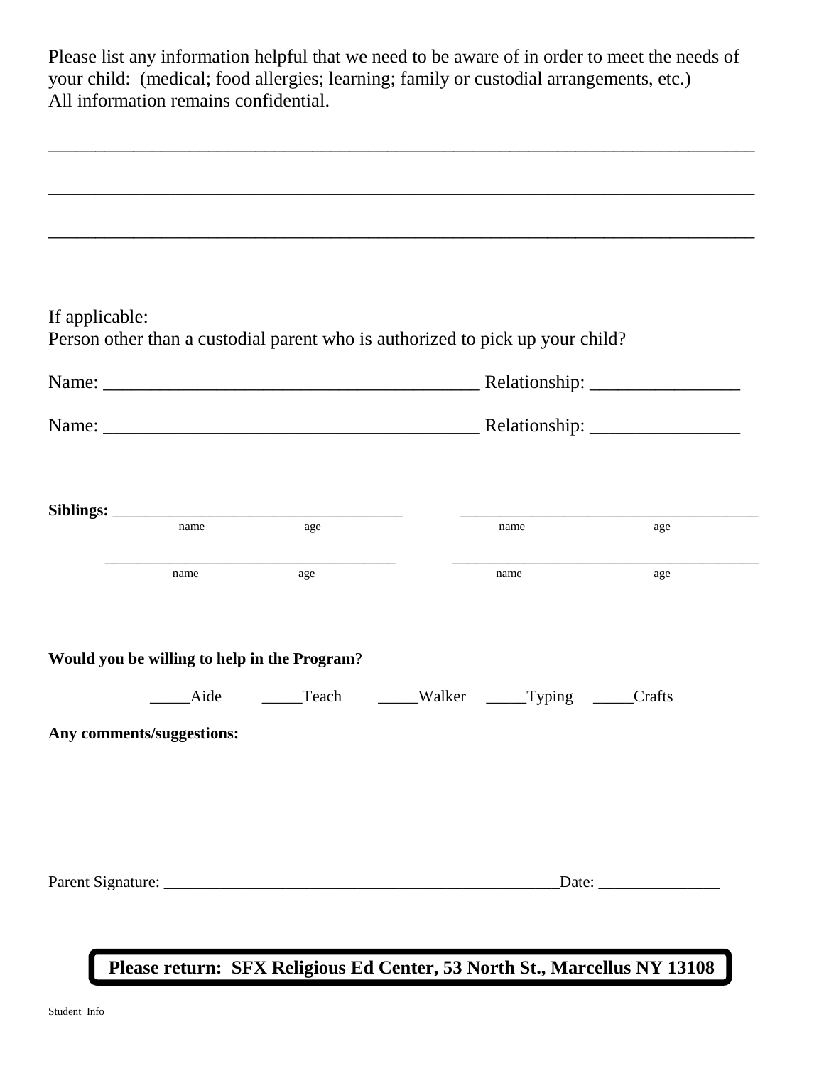Please list any information helpful that we need to be aware of in order to meet the needs of your child: (medical; food allergies; learning; family or custodial arrangements, etc.) All information remains confidential.

______________________________________________________________________________

______________________________________________________________________________

______________________________________________________________________________

If applicable:
Person other than a custodial parent who is authorized to pick up your child?

Name: ________________________________________ Relationship: ________________

Name: ________________________________________ Relationship: ________________

**Siblings:** ____________________________________ ____________________________________
name age name age

____________________________________ ____________________________________
name age name age

**Would you be willing to help in the Program**?

_____Aide _____Teach _____Walker _____Typing _____Crafts

**Any comments/suggestions:**

Parent Signature: __________________________________________________Date: _______________

**Please return: SFX Religious Ed Center, 53 North St., Marcellus NY 13108**

Student Info